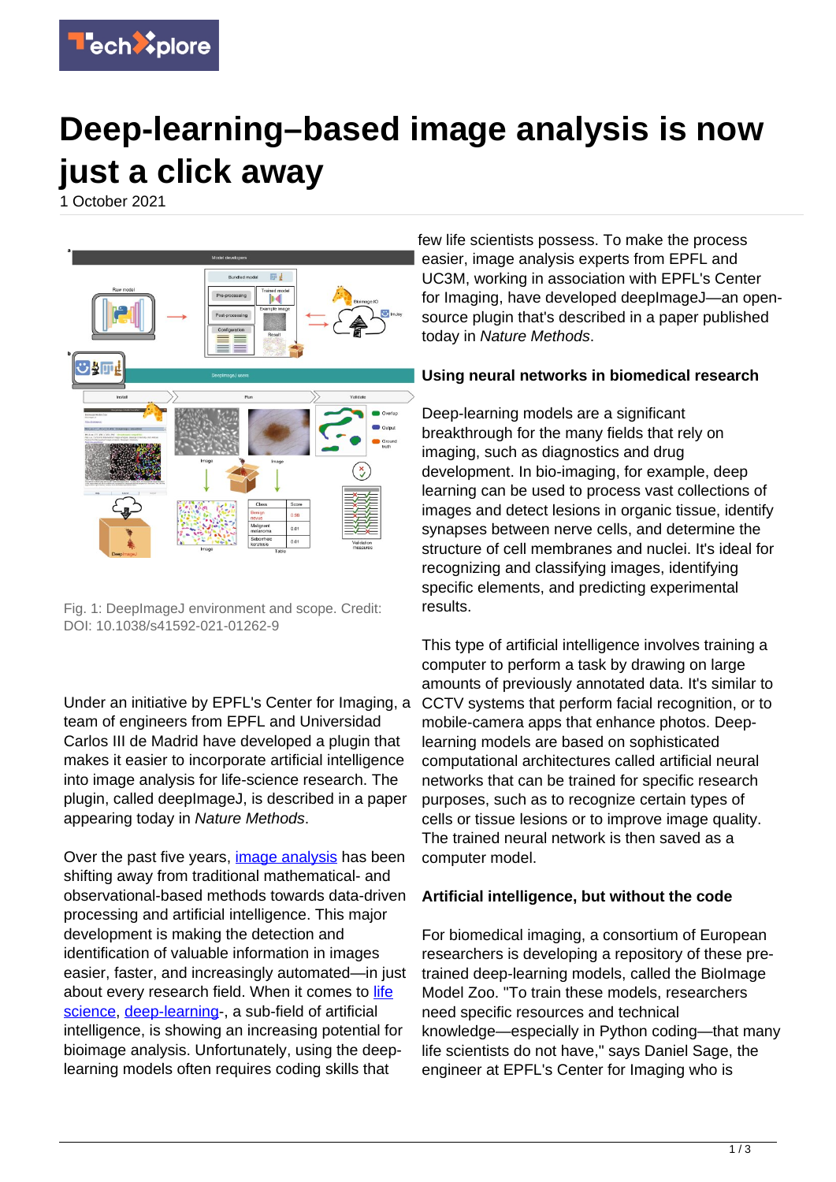# Deep-learning–based image analysis is now just a click away

1 October 2021

Fig. 1: DeepImageJ environment and scope. Credit: DOI: 10.1038/s41592-021-01262-9

Under an initiative by EPFL's Center for Imaging, a team of engineers from EPFL and Universidad Carlos III de Madrid have developed a plugin that makes it easier to incorporate artificial intelligence into image analysis for life-science research. The plugin, called deepImageJ, is described in a paper appearing today in *Nature Methods*.

Over the past five years, image analysis has been shifting away from traditional mathematical- and observational-based methods towards data-driven processing and artificial intelligence. This major development is making the detection and identification of valuable information in images easier, faster, and increasingly automated—in just about every research field. When it comes to life science, deep-learning-, a sub-field of artificial intelligence, is showing an increasing potential for bioimage analysis. Unfortunately, using the deep-learning models often requires coding skills that few life scientists possess. To make the process easier, image analysis experts from EPFL and UC3M, working in association with EPFL's Center for Imaging, have developed deepImageJ—an open-source plugin that's described in a paper published today in *Nature Methods*.

## Using neural networks in biomedical research

Deep-learning models are a significant breakthrough for the many fields that rely on imaging, such as diagnostics and drug development. In bio-imaging, for example, deep learning can be used to process vast collections of images and detect lesions in organic tissue, identify synapses between nerve cells, and determine the structure of cell membranes and nuclei. It's ideal for recognizing and classifying images, identifying specific elements, and predicting experimental results.

This type of artificial intelligence involves training a computer to perform a task by drawing on large amounts of previously annotated data. It's similar to CCTV systems that perform facial recognition, or to mobile-camera apps that enhance photos. Deep-learning models are based on sophisticated computational architectures called artificial neural networks that can be trained for specific research purposes, such as to recognize certain types of cells or tissue lesions or to improve image quality. The trained neural network is then saved as a computer model.

## Artificial intelligence, but without the code

For biomedical imaging, a consortium of European researchers is developing a repository of these pre-trained deep-learning models, called the BioImage Model Zoo. "To train these models, researchers need specific resources and technical knowledge—especially in Python coding—that many life scientists do not have," says Daniel Sage, the engineer at EPFL's Center for Imaging who is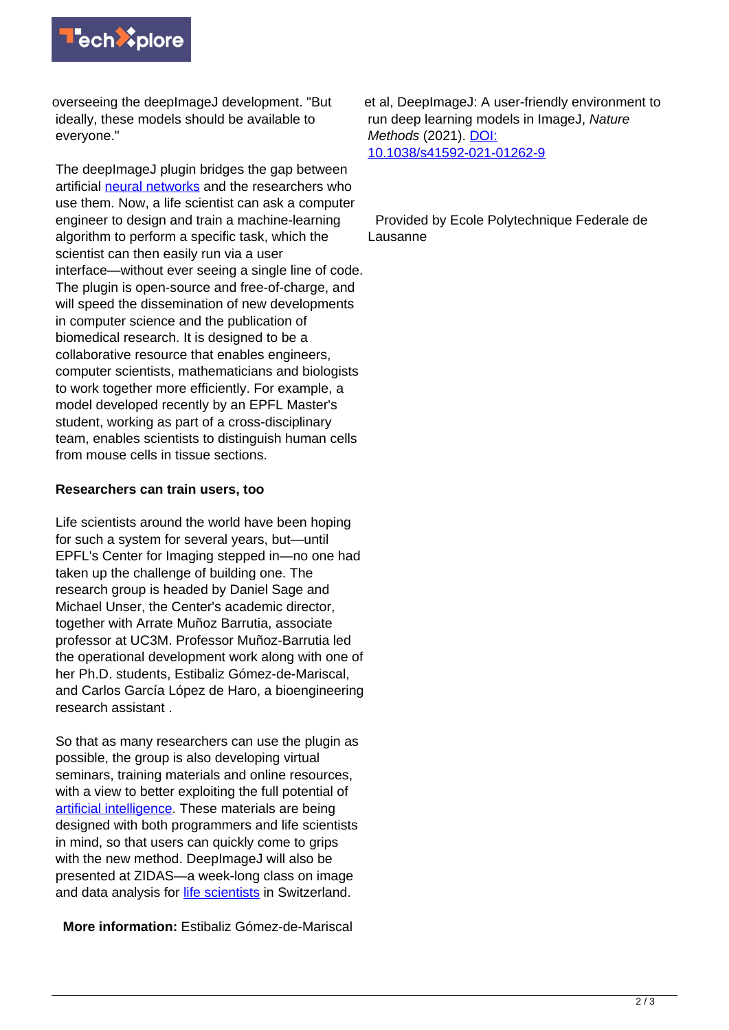overseeing the deepImageJ development. "But ideally, these models should be available to everyone."

The deepImageJ plugin bridges the gap between artificial neural networks and the researchers who use them. Now, a life scientist can ask a computer engineer to design and train a machine-learning algorithm to perform a specific task, which the scientist can then easily run via a user interface—without ever seeing a single line of code. The plugin is open-source and free-of-charge, and will speed the dissemination of new developments in computer science and the publication of biomedical research. It is designed to be a collaborative resource that enables engineers, computer scientists, mathematicians and biologists to work together more efficiently. For example, a model developed recently by an EPFL Master's student, working as part of a cross-disciplinary team, enables scientists to distinguish human cells from mouse cells in tissue sections.

**Researchers can train users, too**

Life scientists around the world have been hoping for such a system for several years, but—until EPFL's Center for Imaging stepped in—no one had taken up the challenge of building one. The research group is headed by Daniel Sage and Michael Unser, the Center's academic director, together with Arrate Muñoz Barrutia, associate professor at UC3M. Professor Muñoz-Barrutia led the operational development work along with one of her Ph.D. students, Estibaliz Gómez-de-Mariscal, and Carlos García López de Haro, a bioengineering research assistant .

So that as many researchers can use the plugin as possible, the group is also developing virtual seminars, training materials and online resources, with a view to better exploiting the full potential of artificial intelligence. These materials are being designed with both programmers and life scientists in mind, so that users can quickly come to grips with the new method. DeepImageJ will also be presented at ZIDAS—a week-long class on image and data analysis for life scientists in Switzerland.

**More information:** Estibaliz Gómez-de-Mariscal et al, DeepImageJ: A user-friendly environment to run deep learning models in ImageJ, *Nature Methods* (2021). DOI: 10.1038/s41592-021-01262-9

Provided by Ecole Polytechnique Federale de Lausanne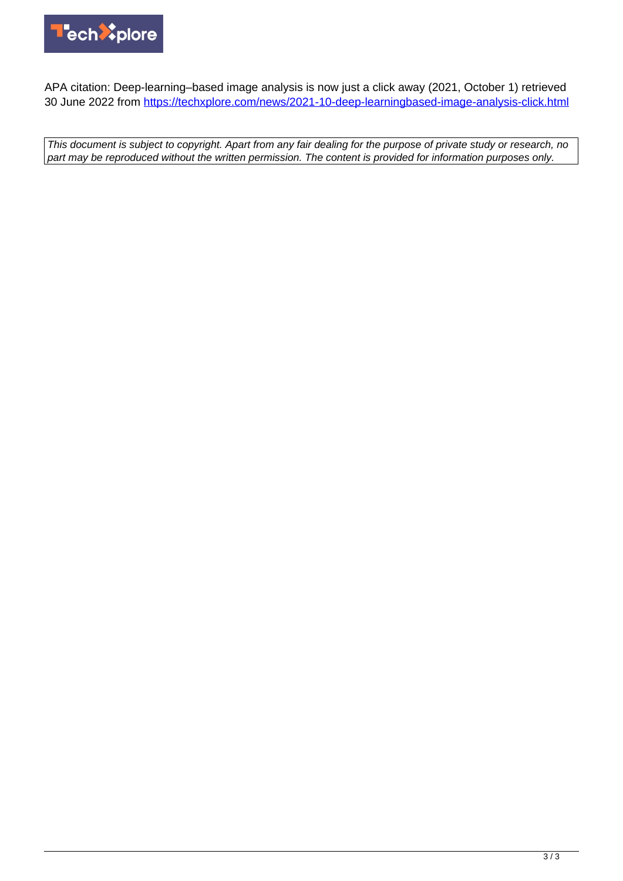APA citation: Deep-learning–based image analysis is now just a click away (2021, October 1) retrieved 30 June 2022 from https://techxplore.com/news/2021-10-deep-learningbased-image-analysis-click.html

*This document is subject to copyright. Apart from any fair dealing for the purpose of private study or research, no part may be reproduced without the written permission. The content is provided for information purposes only.*